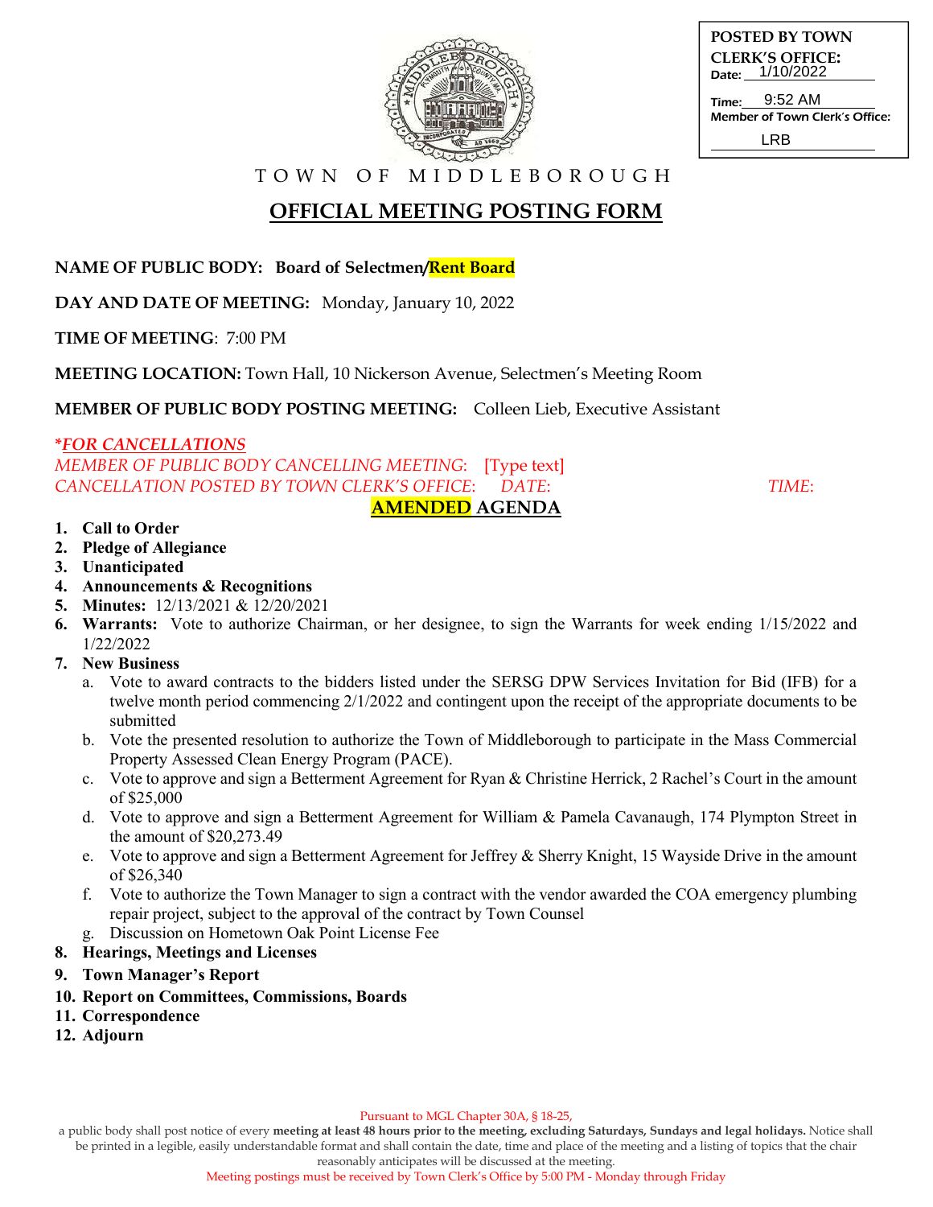**POSTED BY TOWN CLERK'S OFFICE:**
Date: 1/10/2022
Time: 9:52 AM
Member of Town Clerk's Office: LRB

TOWN OF MIDDLEBOROUGH

# OFFICIAL MEETING POSTING FORM

**NAME OF PUBLIC BODY:** **Board of Selectmen/Rent Board**

**DAY AND DATE OF MEETING:** Monday, January 10, 2022

**TIME OF MEETING**: 7:00 PM

**MEETING LOCATION:** Town Hall, 10 Nickerson Avenue, Selectmen's Meeting Room

**MEMBER OF PUBLIC BODY POSTING MEETING:** Colleen Lieb, Executive Assistant

*\*FOR CANCELLATIONS*
*MEMBER OF PUBLIC BODY CANCELLING MEETING:* [Type text]
*CANCELLATION POSTED BY TOWN CLERK'S OFFICE: DATE: TIME:*

## AMENDED AGENDA

1. **Call to Order**
2. **Pledge of Allegiance**
3. **Unanticipated**
4. **Announcements & Recognitions**
5. **Minutes:** 12/13/2021 & 12/20/2021
6. **Warrants:** Vote to authorize Chairman, or her designee, to sign the Warrants for week ending 1/15/2022 and 1/22/2022
7. **New Business**
   a. Vote to award contracts to the bidders listed under the SERSG DPW Services Invitation for Bid (IFB) for a twelve month period commencing 2/1/2022 and contingent upon the receipt of the appropriate documents to be submitted
   b. Vote the presented resolution to authorize the Town of Middleborough to participate in the Mass Commercial Property Assessed Clean Energy Program (PACE).
   c. Vote to approve and sign a Betterment Agreement for Ryan & Christine Herrick, 2 Rachel's Court in the amount of $25,000
   d. Vote to approve and sign a Betterment Agreement for William & Pamela Cavanaugh, 174 Plympton Street in the amount of $20,273.49
   e. Vote to approve and sign a Betterment Agreement for Jeffrey & Sherry Knight, 15 Wayside Drive in the amount of $26,340
   f. Vote to authorize the Town Manager to sign a contract with the vendor awarded the COA emergency plumbing repair project, subject to the approval of the contract by Town Counsel
   g. Discussion on Hometown Oak Point License Fee
8. **Hearings, Meetings and Licenses**
9. **Town Manager's Report**
10. **Report on Committees, Commissions, Boards**
11. **Correspondence**
12. **Adjourn**

Pursuant to MGL Chapter 30A, § 18-25,
a public body shall post notice of every **meeting at least 48 hours prior to the meeting, excluding Saturdays, Sundays and legal holidays.** Notice shall be printed in a legible, easily understandable format and shall contain the date, time and place of the meeting and a listing of topics that the chair reasonably anticipates will be discussed at the meeting.
Meeting postings must be received by Town Clerk's Office by 5:00 PM - Monday through Friday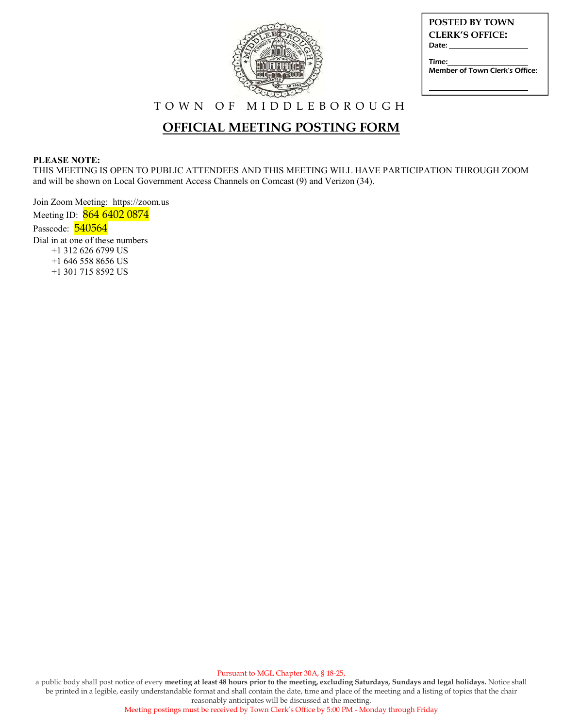**POSTED BY TOWN CLERK'S OFFICE:**
Date: ____________________

Time: ____________________
Member of Town Clerk's Office:

____________________

TOWN OF MIDDLEBOROUGH

# OFFICIAL MEETING POSTING FORM

**PLEASE NOTE:**
THIS MEETING IS OPEN TO PUBLIC ATTENDEES AND THIS MEETING WILL HAVE PARTICIPATION THROUGH ZOOM and will be shown on Local Government Access Channels on Comcast (9) and Verizon (34).

Join Zoom Meeting: https://zoom.us
Meeting ID: 864 6402 0874
Passcode: 540564
Dial in at one of these numbers
+1 312 626 6799 US
+1 646 558 8656 US
+1 301 715 8592 US

Pursuant to MGL Chapter 30A, § 18-25,
a public body shall post notice of every **meeting at least 48 hours prior to the meeting, excluding Saturdays, Sundays and legal holidays.** Notice shall be printed in a legible, easily understandable format and shall contain the date, time and place of the meeting and a listing of topics that the chair reasonably anticipates will be discussed at the meeting.
Meeting postings must be received by Town Clerk's Office by 5:00 PM - Monday through Friday